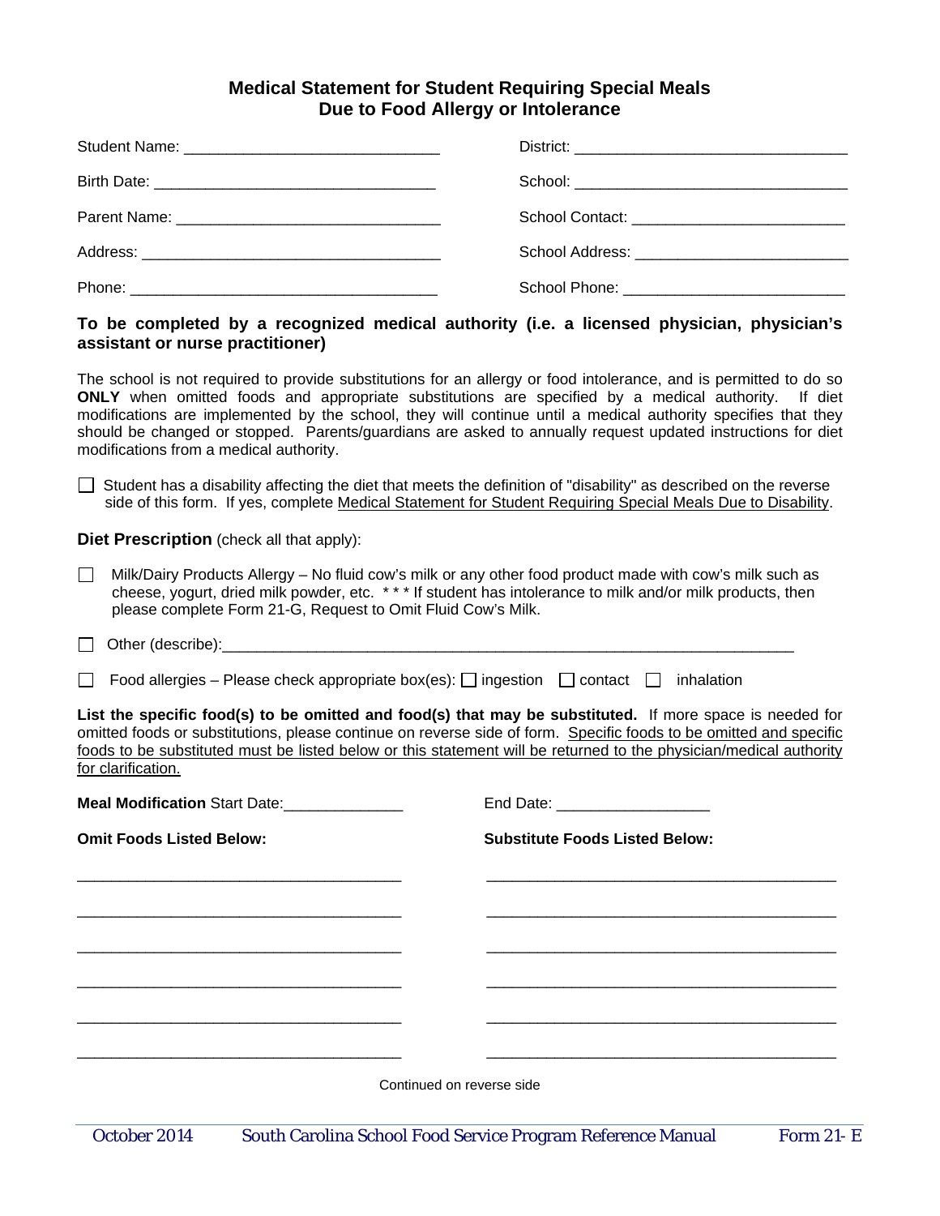# Medical Statement for Student Requiring Special Meals Due to Food Allergy or Intolerance

Student Name: ______________________________ District: ________________________________

Birth Date: ________________________________ School: _________________________________

Parent Name: ______________________________ School Contact: _________________________

Address: __________________________________ School Address: _________________________

Phone: ____________________________________ School Phone: __________________________

**To be completed by a recognized medical authority (i.e. a licensed physician, physician's assistant or nurse practitioner)**

The school is not required to provide substitutions for an allergy or food intolerance, and is permitted to do so **ONLY** when omitted foods and appropriate substitutions are specified by a medical authority. If diet modifications are implemented by the school, they will continue until a medical authority specifies that they should be changed or stopped. Parents/guardians are asked to annually request updated instructions for diet modifications from a medical authority.

☐ Student has a disability affecting the diet that meets the definition of "disability" as described on the reverse side of this form. If yes, complete Medical Statement for Student Requiring Special Meals Due to Disability.

**Diet Prescription** (check all that apply):

☐ Milk/Dairy Products Allergy – No fluid cow's milk or any other food product made with cow's milk such as cheese, yogurt, dried milk powder, etc. * * * If student has intolerance to milk and/or milk products, then please complete Form 21-G, Request to Omit Fluid Cow's Milk.

☐ Other (describe):______________________________________________________________________

☐ Food allergies – Please check appropriate box(es): ☐ ingestion ☐ contact ☐ inhalation

**List the specific food(s) to be omitted and food(s) that may be substituted.** If more space is needed for omitted foods or substitutions, please continue on reverse side of form. Specific foods to be omitted and specific foods to be substituted must be listed below or this statement will be returned to the physician/medical authority for clarification.

**Meal Modification** Start Date:______________ End Date: __________________

| **Omit Foods Listed Below:** | **Substitute Foods Listed Below:** |
|---|---|
| ______________________________________ | ________________________________________ |
| ______________________________________ | ________________________________________ |
| ______________________________________ | ________________________________________ |
| ______________________________________ | ________________________________________ |
| ______________________________________ | ________________________________________ |
| ______________________________________ | ________________________________________ |

Continued on reverse side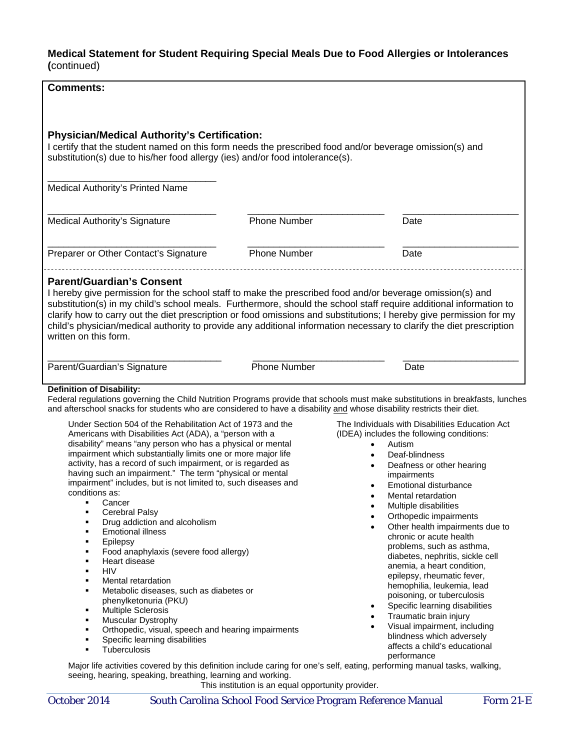**Medical Statement for Student Requiring Special Meals Due to Food Allergies or Intolerances (**continued)

**Comments:**

**Physician/Medical Authority's Certification:**

I certify that the student named on this form needs the prescribed food and/or beverage omission(s) and substitution(s) due to his/her food allergy (ies) and/or food intolerance(s).

______________________________
Medical Authority's Printed Name

| | | |
|---|---|---|
| ______________________________ | ______________________________ | ______________________________ |
| Medical Authority's Signature | Phone Number | Date |
| ______________________________ | ______________________________ | ______________________________ |
| Preparer or Other Contact's Signature | Phone Number | Date |

---

**Parent/Guardian's Consent**

I hereby give permission for the school staff to make the prescribed food and/or beverage omission(s) and substitution(s) in my child's school meals. Furthermore, should the school staff require additional information to clarify how to carry out the diet prescription or food omissions and substitutions; I hereby give permission for my child's physician/medical authority to provide any additional information necessary to clarify the diet prescription written on this form.

| | | |
|---|---|---|
| ______________________________ | ______________________________ | ______________________________ |
| Parent/Guardian's Signature | Phone Number | Date |

**Definition of Disability:**

Federal regulations governing the Child Nutrition Programs provide that schools must make substitutions in breakfasts, lunches and afterschool snacks for students who are considered to have a disability and whose disability restricts their diet.

Under Section 504 of the Rehabilitation Act of 1973 and the Americans with Disabilities Act (ADA), a "person with a disability" means "any person who has a physical or mental impairment which substantially limits one or more major life activity, has a record of such impairment, or is regarded as having such an impairment." The term "physical or mental impairment" includes, but is not limited to, such diseases and conditions as:

- Cancer
- Cerebral Palsy
- Drug addiction and alcoholism
- Emotional illness
- Epilepsy
- Food anaphylaxis (severe food allergy)
- Heart disease
- HIV
- Mental retardation
- Metabolic diseases, such as diabetes or phenylketonuria (PKU)
- Multiple Sclerosis
- Muscular Dystrophy
- Orthopedic, visual, speech and hearing impairments
- Specific learning disabilities
- Tuberculosis

The Individuals with Disabilities Education Act (IDEA) includes the following conditions:

- Autism
- Deaf-blindness
- Deafness or other hearing impairments
- Emotional disturbance
- Mental retardation
- Multiple disabilities
- Orthopedic impairments
- Other health impairments due to chronic or acute health problems, such as asthma, diabetes, nephritis, sickle cell anemia, a heart condition, epilepsy, rheumatic fever, hemophilia, leukemia, lead poisoning, or tuberculosis
- Specific learning disabilities
- Traumatic brain injury
- Visual impairment, including blindness which adversely affects a child's educational performance

Major life activities covered by this definition include caring for one's self, eating, performing manual tasks, walking, seeing, hearing, speaking, breathing, learning and working.

This institution is an equal opportunity provider.